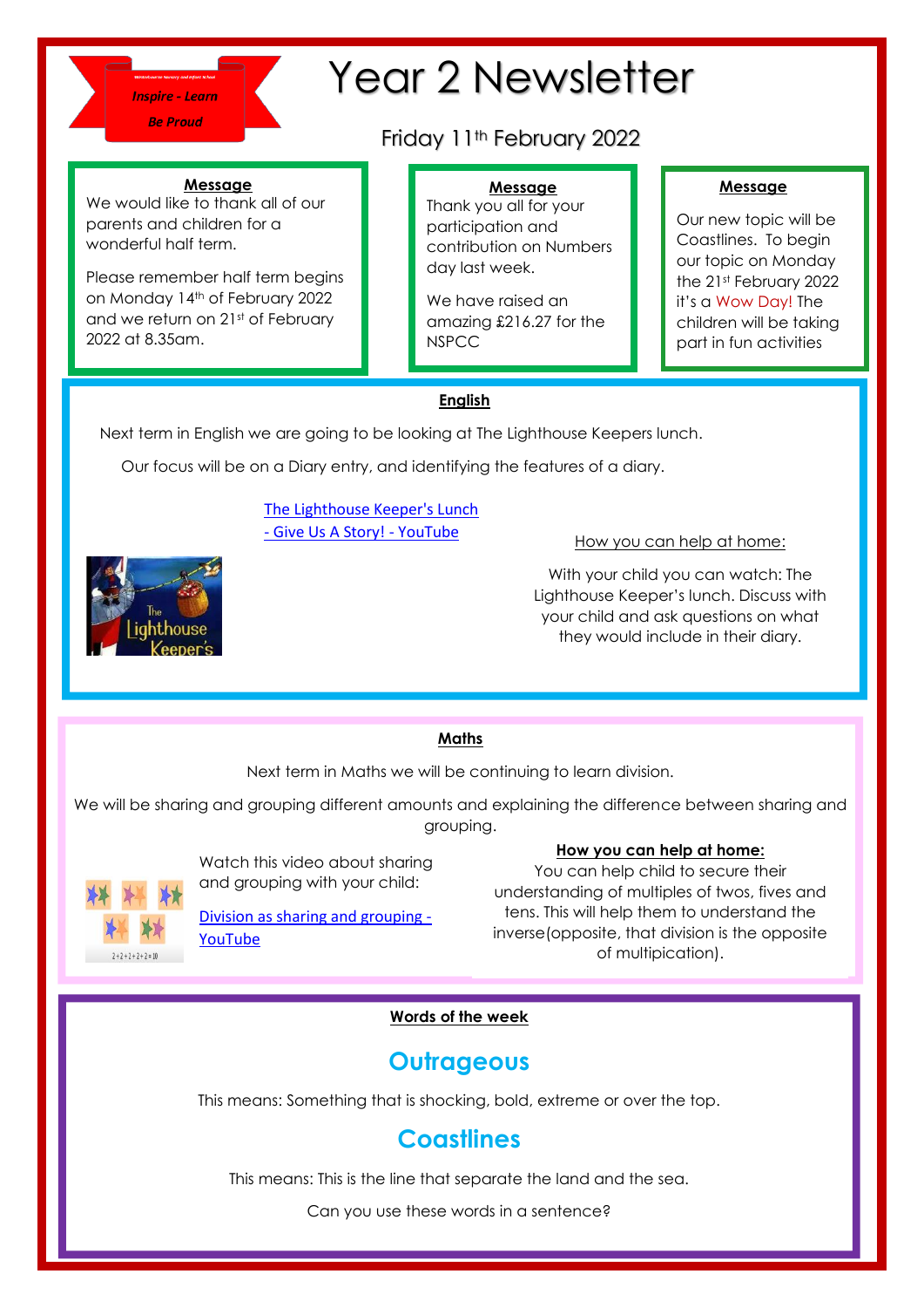Inspire - Learn

Be Proud

# Year 2 Newsletter

Friday 11th February 2022

**Message**

We would like to thank all of our parents and children for a wonderful half term.

Please remember half term begins on Monday 14th of February 2022 and we return on 21st of February 2022 at 8.35am.

**Message**

Thank you all for your participation and contribution on Numbers day last week.

We have raised an amazing £216.27 for the NSPCC

**Message**

Our new topic will be Coastlines. To begin our topic on Monday the 21st February 2022 it's a Wow Day! The children will be taking part in fun activities

## English

Next term in English we are going to be looking at The Lighthouse Keepers lunch.

Our focus will be on a Diary entry, and identifying the features of a diary.

The Lighthouse Keeper's Lunch - Give Us A Story! - YouTube

How you can help at home:

With your child you can watch: The Lighthouse Keeper's lunch. Discuss with your child and ask questions on what they would include in their diary.

## Maths

Next term in Maths we will be continuing to learn division.

We will be sharing and grouping different amounts and explaining the difference between sharing and grouping.

Watch this video about sharing and grouping with your child:

Division as sharing and grouping - YouTube

**How you can help at home:**

You can help child to secure their understanding of multiples of twos, fives and tens. This will help them to understand the inverse(opposite, that division is the opposite of multiplication).

## Words of the week

### Outrageous

This means: Something that is shocking, bold, extreme or over the top.

### Coastlines

This means: This is the line that separate the land and the sea.

Can you use these words in a sentence?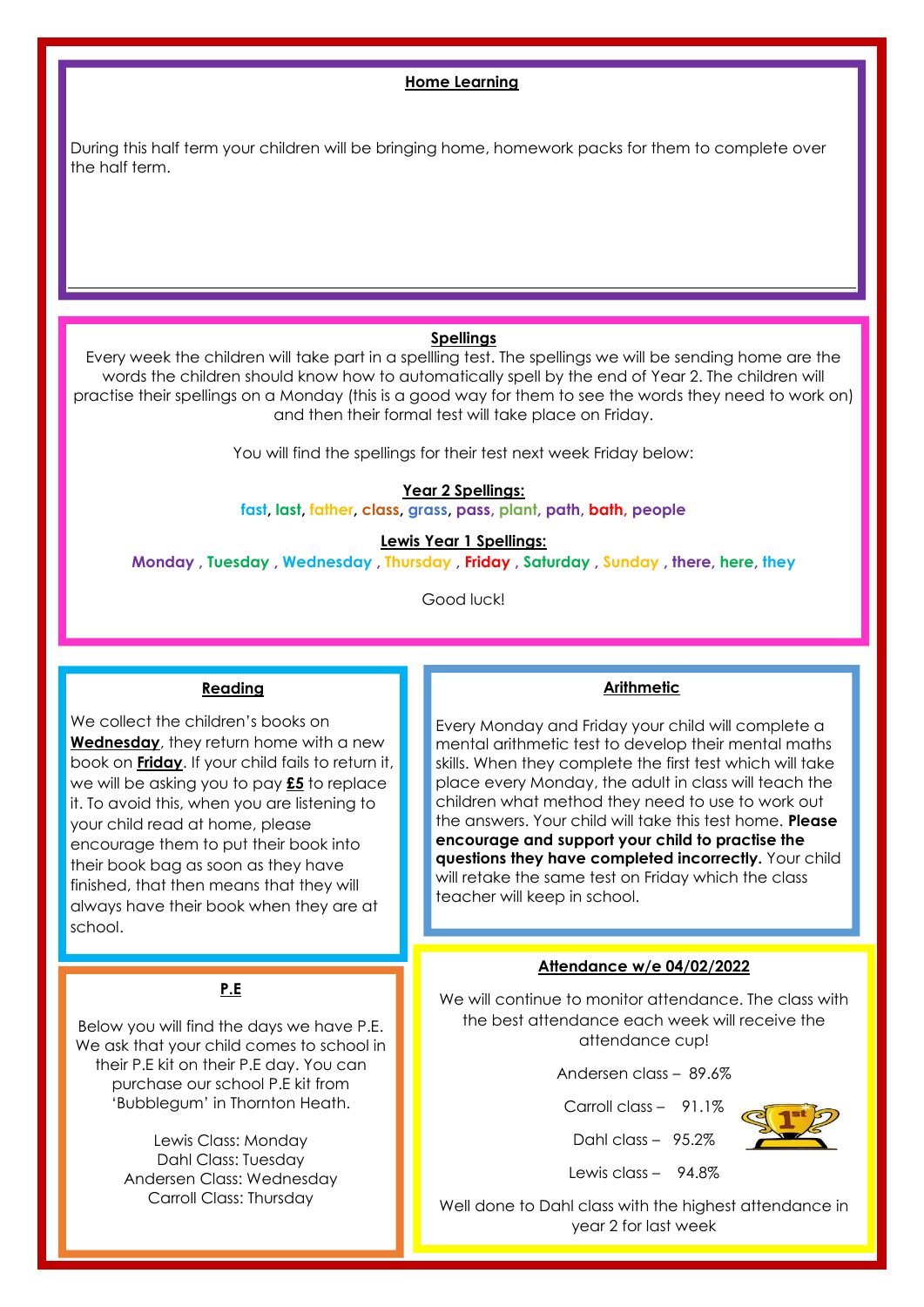## Home Learning

During this half term your children will be bringing home, homework packs for them to complete over the half term.

## Spellings

Every week the children will take part in a spellling test. The spellings we will be sending home are the words the children should know how to automatically spell by the end of Year 2. The children will practise their spellings on a Monday (this is a good way for them to see the words they need to work on) and then their formal test will take place on Friday.

You will find the spellings for their test next week Friday below:

**Year 2 Spellings:**

**fast, last, father, class, grass, pass, plant, path, bath, people**

**Lewis Year 1 Spellings:**

**Monday , Tuesday , Wednesday , Thursday , Friday , Saturday , Sunday , there, here, they**

Good luck!

## Reading

We collect the children's books on **Wednesday**, they return home with a new book on **Friday**. If your child fails to return it, we will be asking you to pay **£5** to replace it. To avoid this, when you are listening to your child read at home, please encourage them to put their book into their book bag as soon as they have finished, that then means that they will always have their book when they are at school.

## Arithmetic

Every Monday and Friday your child will complete a mental arithmetic test to develop their mental maths skills. When they complete the first test which will take place every Monday, the adult in class will teach the children what method they need to use to work out the answers. Your child will take this test home. **Please encourage and support your child to practise the questions they have completed incorrectly.** Your child will retake the same test on Friday which the class teacher will keep in school.

## P.E

Below you will find the days we have P.E. We ask that your child comes to school in their P.E kit on their P.E day. You can purchase our school P.E kit from 'Bubblegum' in Thornton Heath.

Lewis Class: Monday
Dahl Class: Tuesday
Andersen Class: Wednesday
Carroll Class: Thursday

## Attendance w/e 04/02/2022

We will continue to monitor attendance. The class with the best attendance each week will receive the attendance cup!

Andersen class – 89.6%

Carroll class – 91.1%

Dahl class – 95.2%

Lewis class – 94.8%

Well done to Dahl class with the highest attendance in year 2 for last week